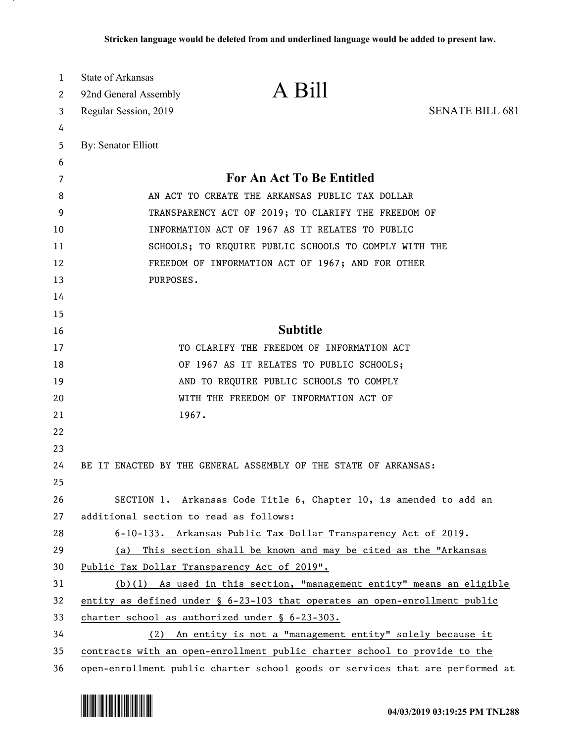Stricken language would be deleted from and underlined language would be added to present law.

State of Arkansas
92nd General Assembly
Regular Session, 2019

# A Bill

SENATE BILL 681

By: Senator Elliott

## For An Act To Be Entitled

AN ACT TO CREATE THE ARKANSAS PUBLIC TAX DOLLAR TRANSPARENCY ACT OF 2019; TO CLARIFY THE FREEDOM OF INFORMATION ACT OF 1967 AS IT RELATES TO PUBLIC SCHOOLS; TO REQUIRE PUBLIC SCHOOLS TO COMPLY WITH THE FREEDOM OF INFORMATION ACT OF 1967; AND FOR OTHER PURPOSES.

## Subtitle

TO CLARIFY THE FREEDOM OF INFORMATION ACT OF 1967 AS IT RELATES TO PUBLIC SCHOOLS; AND TO REQUIRE PUBLIC SCHOOLS TO COMPLY WITH THE FREEDOM OF INFORMATION ACT OF 1967.

BE IT ENACTED BY THE GENERAL ASSEMBLY OF THE STATE OF ARKANSAS:

SECTION 1. Arkansas Code Title 6, Chapter 10, is amended to add an additional section to read as follows:

6-10-133. Arkansas Public Tax Dollar Transparency Act of 2019.

(a) This section shall be known and may be cited as the "Arkansas Public Tax Dollar Transparency Act of 2019".

(b)(1) As used in this section, "management entity" means an eligible entity as defined under § 6-23-103 that operates an open-enrollment public charter school as authorized under § 6-23-303.

(2) An entity is not a "management entity" solely because it contracts with an open-enrollment public charter school to provide to the open-enrollment public charter school goods or services that are performed at

04/03/2019 03:19:25 PM TNL288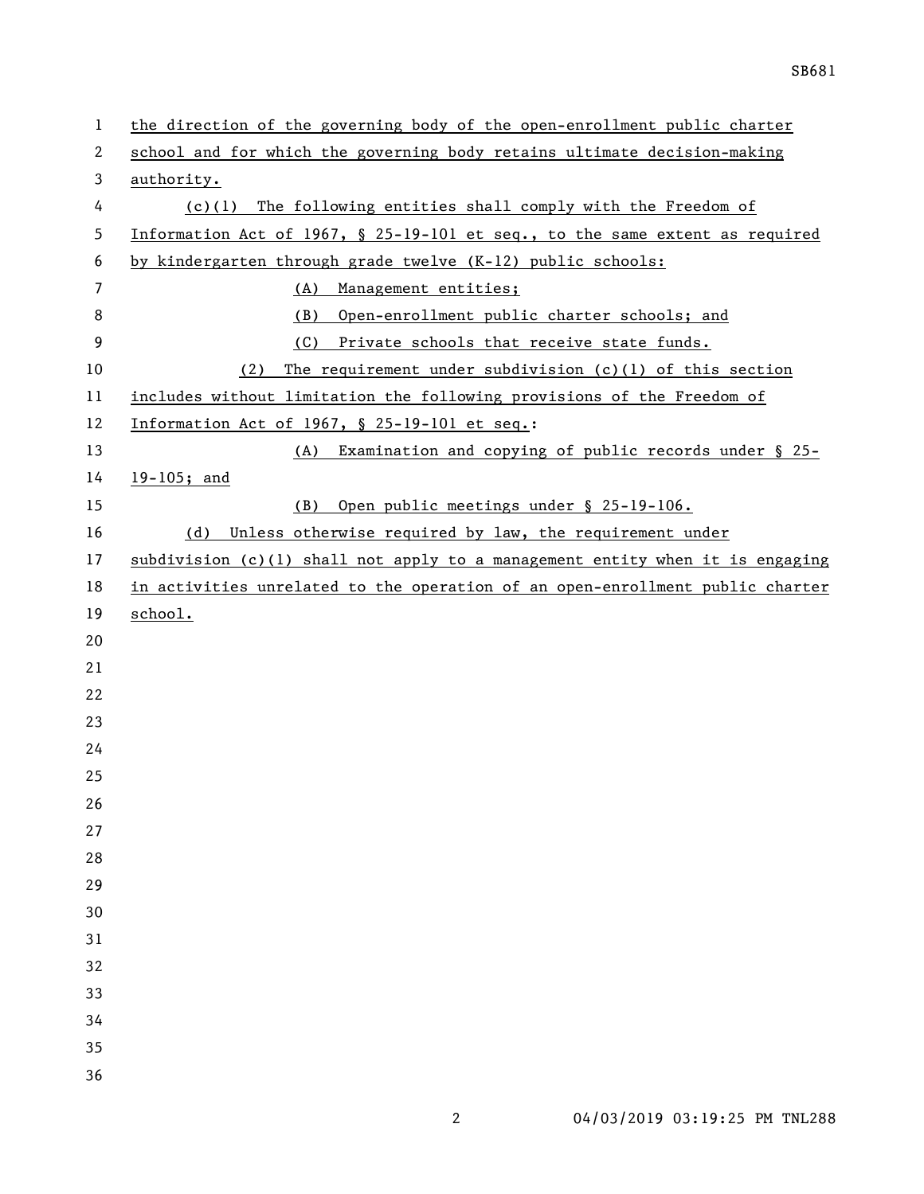the direction of the governing body of the open-enrollment public charter school and for which the governing body retains ultimate decision-making authority.

(c)(1) The following entities shall comply with the Freedom of Information Act of 1967, § 25-19-101 et seq., to the same extent as required by kindergarten through grade twelve (K-12) public schools:

(A) Management entities;

(B) Open-enrollment public charter schools; and

(C) Private schools that receive state funds.

(2) The requirement under subdivision (c)(1) of this section includes without limitation the following provisions of the Freedom of Information Act of 1967, § 25-19-101 et seq.:

(A) Examination and copying of public records under § 25-19-105; and

(B) Open public meetings under § 25-19-106.

(d) Unless otherwise required by law, the requirement under subdivision (c)(1) shall not apply to a management entity when it is engaging in activities unrelated to the operation of an open-enrollment public charter school.